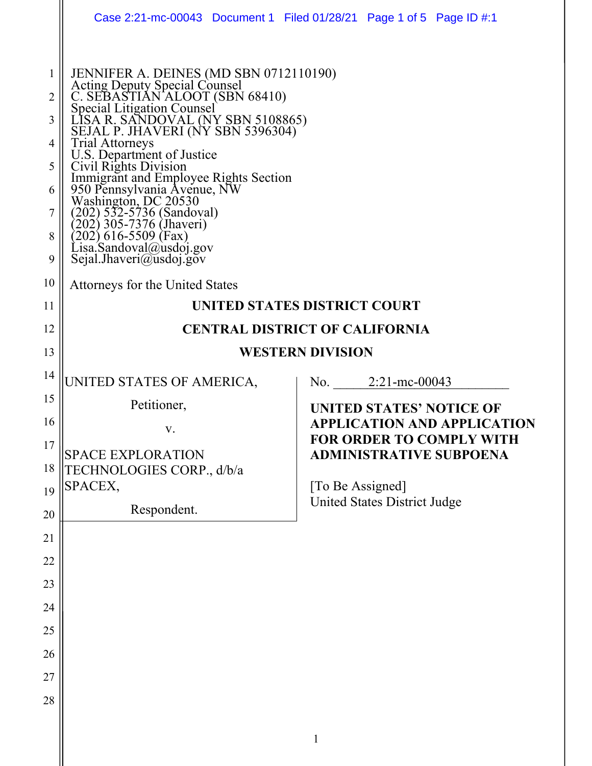JENNIFER A. DEINES (MD SBN 0712110190)
Acting Deputy Special Counsel
C. SEBASTIAN ALOOT (SBN 68410)
Special Litigation Counsel
LISA R. SANDOVAL (NY SBN 5108865)
SEJAL P. JHAVERI (NY SBN 5396304)
Trial Attorneys
U.S. Department of Justice
Civil Rights Division
Immigrant and Employee Rights Section
950 Pennsylvania Avenue, NW
Washington, DC 20530
(202) 532-5736 (Sandoval)
(202) 305-7376 (Jhaveri)
(202) 616-5509 (Fax)
Lisa.Sandoval@usdoj.gov
Sejal.Jhaveri@usdoj.gov

Attorneys for the United States

**UNITED STATES DISTRICT COURT**

**CENTRAL DISTRICT OF CALIFORNIA**

**WESTERN DIVISION**

UNITED STATES OF AMERICA,

Petitioner,

v.

SPACE EXPLORATION TECHNOLOGIES CORP., d/b/a SPACEX,

Respondent.

No. 2:21-mc-00043

**UNITED STATES' NOTICE OF APPLICATION AND APPLICATION FOR ORDER TO COMPLY WITH ADMINISTRATIVE SUBPOENA**

[To Be Assigned]
United States District Judge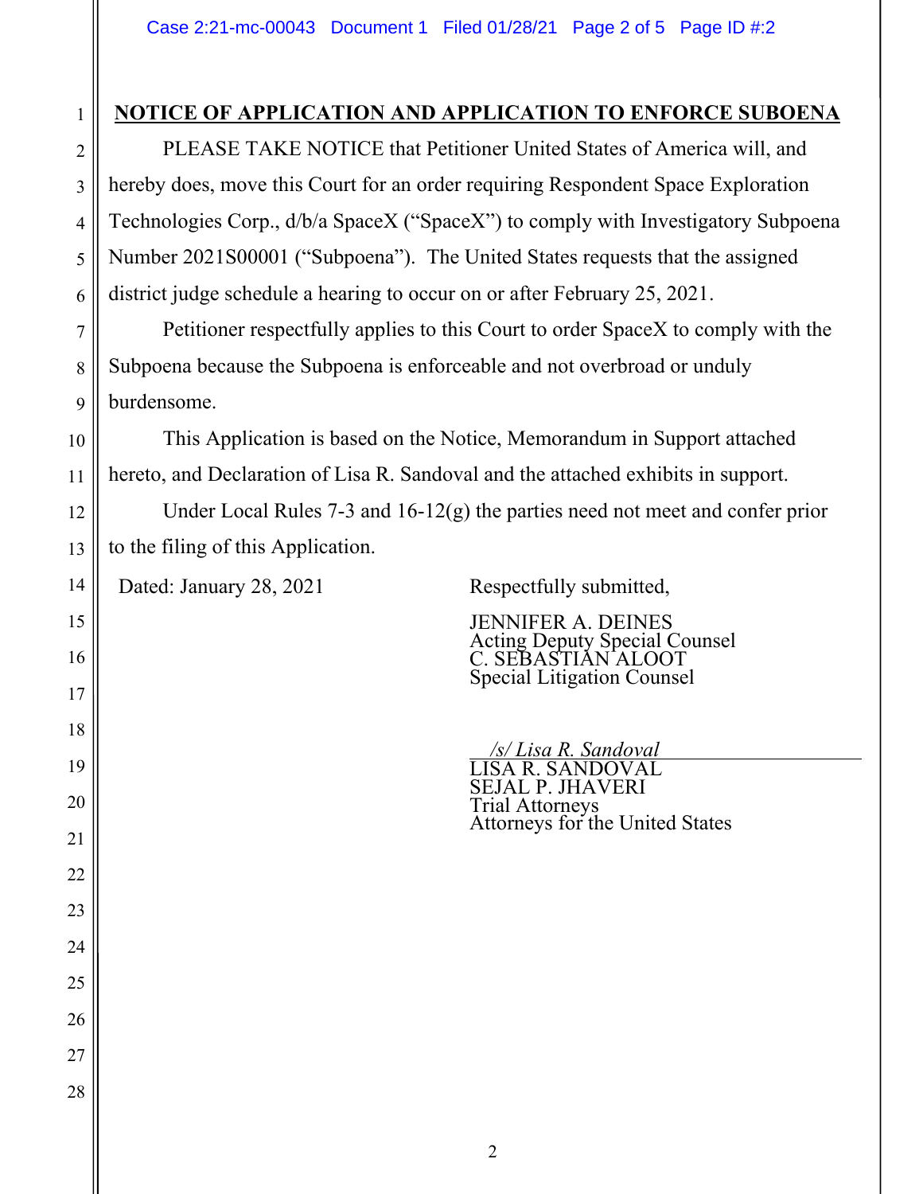**NOTICE OF APPLICATION AND APPLICATION TO ENFORCE SUBOENA**

PLEASE TAKE NOTICE that Petitioner United States of America will, and hereby does, move this Court for an order requiring Respondent Space Exploration Technologies Corp., d/b/a SpaceX ("SpaceX") to comply with Investigatory Subpoena Number 2021S00001 ("Subpoena"). The United States requests that the assigned district judge schedule a hearing to occur on or after February 25, 2021.

Petitioner respectfully applies to this Court to order SpaceX to comply with the Subpoena because the Subpoena is enforceable and not overbroad or unduly burdensome.

This Application is based on the Notice, Memorandum in Support attached hereto, and Declaration of Lisa R. Sandoval and the attached exhibits in support.

Under Local Rules 7-3 and 16-12(g) the parties need not meet and confer prior to the filing of this Application.

Dated: January 28, 2021

Respectfully submitted,

JENNIFER A. DEINES
Acting Deputy Special Counsel
C. SEBASTIAN ALOOT
Special Litigation Counsel

*/s/ Lisa R. Sandoval*
LISA R. SANDOVAL
SEJAL P. JHAVERI
Trial Attorneys
Attorneys for the United States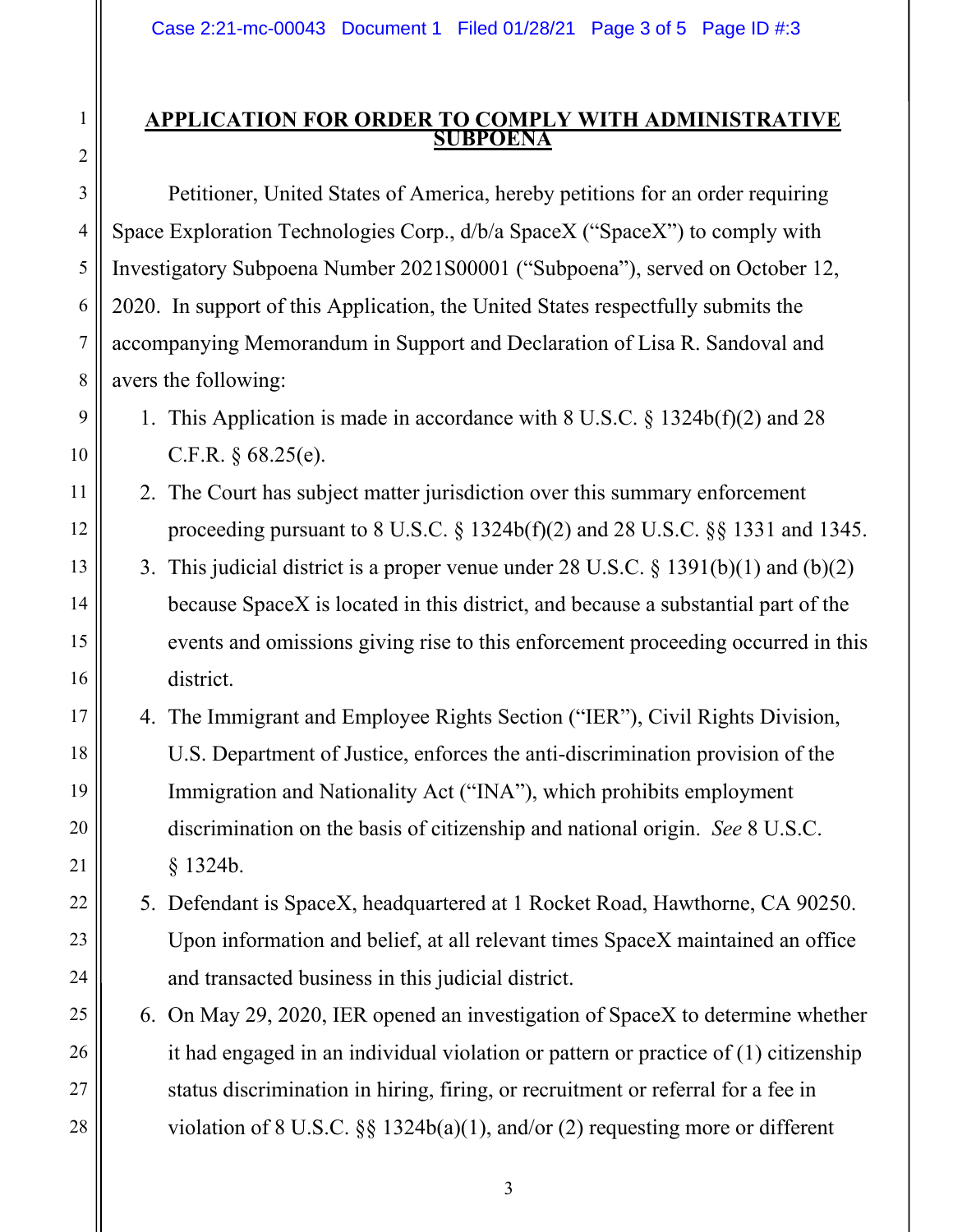## APPLICATION FOR ORDER TO COMPLY WITH ADMINISTRATIVE SUBPOENA

Petitioner, United States of America, hereby petitions for an order requiring Space Exploration Technologies Corp., d/b/a SpaceX ("SpaceX") to comply with Investigatory Subpoena Number 2021S00001 ("Subpoena"), served on October 12, 2020. In support of this Application, the United States respectfully submits the accompanying Memorandum in Support and Declaration of Lisa R. Sandoval and avers the following:

1. This Application is made in accordance with 8 U.S.C. § 1324b(f)(2) and 28 C.F.R. § 68.25(e).
2. The Court has subject matter jurisdiction over this summary enforcement proceeding pursuant to 8 U.S.C. § 1324b(f)(2) and 28 U.S.C. §§ 1331 and 1345.
3. This judicial district is a proper venue under 28 U.S.C. § 1391(b)(1) and (b)(2) because SpaceX is located in this district, and because a substantial part of the events and omissions giving rise to this enforcement proceeding occurred in this district.
4. The Immigrant and Employee Rights Section ("IER"), Civil Rights Division, U.S. Department of Justice, enforces the anti-discrimination provision of the Immigration and Nationality Act ("INA"), which prohibits employment discrimination on the basis of citizenship and national origin. *See* 8 U.S.C. § 1324b.
5. Defendant is SpaceX, headquartered at 1 Rocket Road, Hawthorne, CA 90250. Upon information and belief, at all relevant times SpaceX maintained an office and transacted business in this judicial district.
6. On May 29, 2020, IER opened an investigation of SpaceX to determine whether it had engaged in an individual violation or pattern or practice of (1) citizenship status discrimination in hiring, firing, or recruitment or referral for a fee in violation of 8 U.S.C. §§ 1324b(a)(1), and/or (2) requesting more or different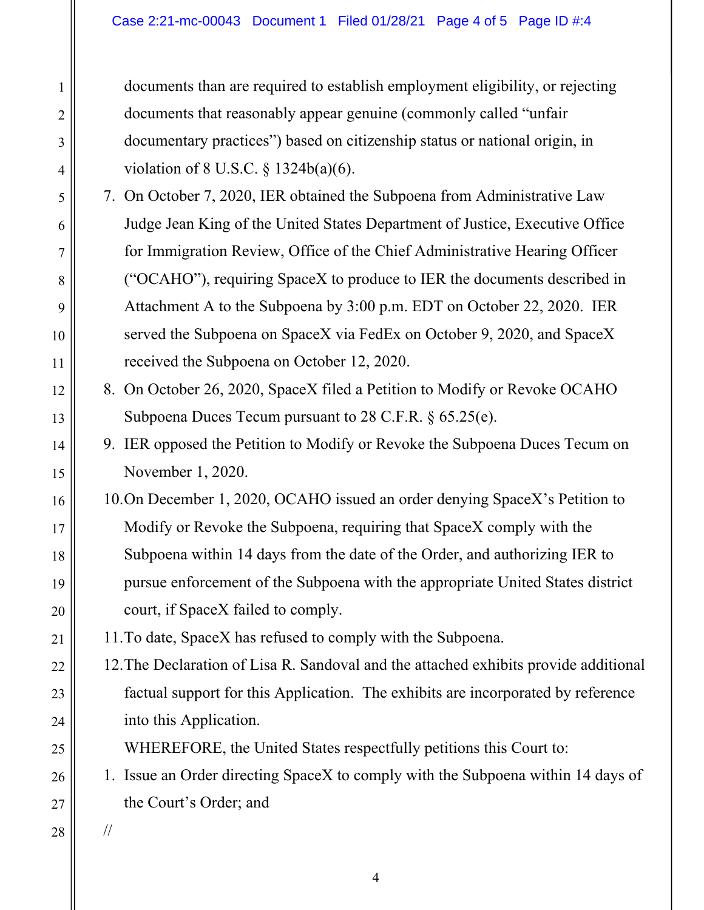documents than are required to establish employment eligibility, or rejecting documents that reasonably appear genuine (commonly called "unfair documentary practices") based on citizenship status or national origin, in violation of 8 U.S.C. § 1324b(a)(6).

7. On October 7, 2020, IER obtained the Subpoena from Administrative Law Judge Jean King of the United States Department of Justice, Executive Office for Immigration Review, Office of the Chief Administrative Hearing Officer ("OCAHO"), requiring SpaceX to produce to IER the documents described in Attachment A to the Subpoena by 3:00 p.m. EDT on October 22, 2020. IER served the Subpoena on SpaceX via FedEx on October 9, 2020, and SpaceX received the Subpoena on October 12, 2020.
8. On October 26, 2020, SpaceX filed a Petition to Modify or Revoke OCAHO Subpoena Duces Tecum pursuant to 28 C.F.R. § 65.25(e).
9. IER opposed the Petition to Modify or Revoke the Subpoena Duces Tecum on November 1, 2020.
10. On December 1, 2020, OCAHO issued an order denying SpaceX's Petition to Modify or Revoke the Subpoena, requiring that SpaceX comply with the Subpoena within 14 days from the date of the Order, and authorizing IER to pursue enforcement of the Subpoena with the appropriate United States district court, if SpaceX failed to comply.
11. To date, SpaceX has refused to comply with the Subpoena.
12. The Declaration of Lisa R. Sandoval and the attached exhibits provide additional factual support for this Application. The exhibits are incorporated by reference into this Application.

WHEREFORE, the United States respectfully petitions this Court to:

1. Issue an Order directing SpaceX to comply with the Subpoena within 14 days of the Court's Order; and

//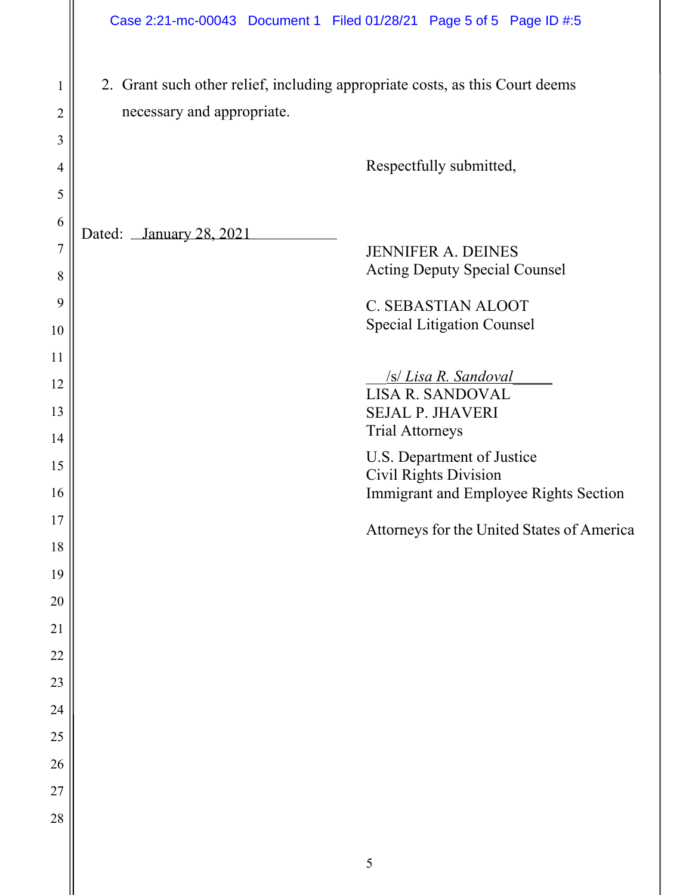2. Grant such other relief, including appropriate costs, as this Court deems necessary and appropriate.

Respectfully submitted,

Dated: January 28, 2021

JENNIFER A. DEINES
Acting Deputy Special Counsel

C. SEBASTIAN ALOOT
Special Litigation Counsel

/s/ *Lisa R. Sandoval*
LISA R. SANDOVAL
SEJAL P. JHAVERI
Trial Attorneys

U.S. Department of Justice
Civil Rights Division
Immigrant and Employee Rights Section

Attorneys for the United States of America